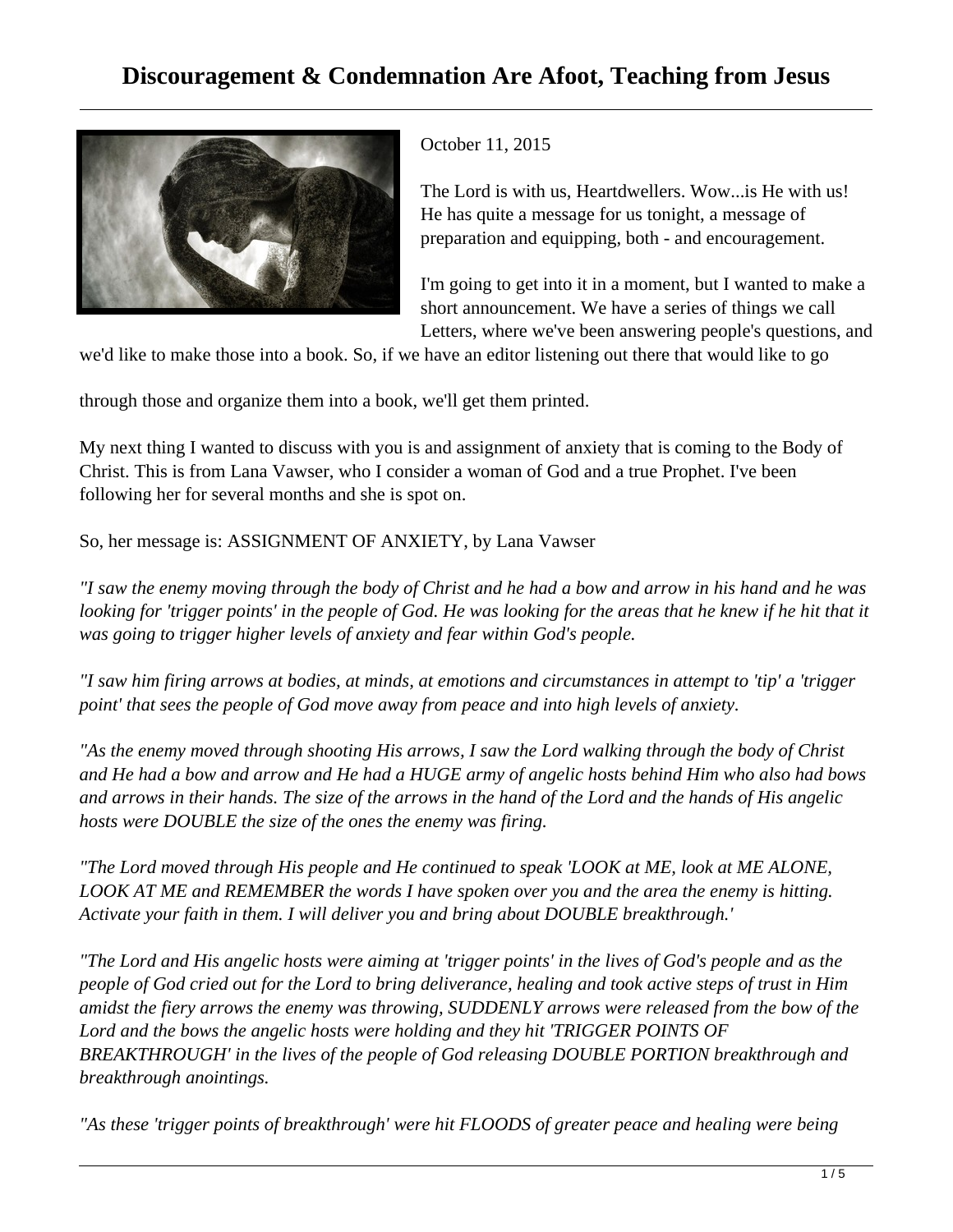# Discouragement & Condemnation Are Afoot, Teaching from Jesus

October 11, 2015

The Lord is with us, Heartdwellers. Wow...is He with us! He has quite a message for us tonight, a message of preparation and equipping, both - and encouragement.

I'm going to get into it in a moment, but I wanted to make a short announcement. We have a series of things we call Letters, where we've been answering people's questions, and we'd like to make those into a book. So, if we have an editor listening out there that would like to go through those and organize them into a book, we'll get them printed.

My next thing I wanted to discuss with you is and assignment of anxiety that is coming to the Body of Christ. This is from Lana Vawser, who I consider a woman of God and a true Prophet. I've been following her for several months and she is spot on.

So, her message is: ASSIGNMENT OF ANXIETY, by Lana Vawser

*"I saw the enemy moving through the body of Christ and he had a bow and arrow in his hand and he was looking for 'trigger points' in the people of God. He was looking for the areas that he knew if he hit that it was going to trigger higher levels of anxiety and fear within God's people.*

*"I saw him firing arrows at bodies, at minds, at emotions and circumstances in attempt to 'tip' a 'trigger point' that sees the people of God move away from peace and into high levels of anxiety.*

*"As the enemy moved through shooting His arrows, I saw the Lord walking through the body of Christ and He had a bow and arrow and He had a HUGE army of angelic hosts behind Him who also had bows and arrows in their hands. The size of the arrows in the hand of the Lord and the hands of His angelic hosts were DOUBLE the size of the ones the enemy was firing.*

*"The Lord moved through His people and He continued to speak 'LOOK at ME, look at ME ALONE, LOOK AT ME and REMEMBER the words I have spoken over you and the area the enemy is hitting. Activate your faith in them. I will deliver you and bring about DOUBLE breakthrough.'*

*"The Lord and His angelic hosts were aiming at 'trigger points' in the lives of God's people and as the people of God cried out for the Lord to bring deliverance, healing and took active steps of trust in Him amidst the fiery arrows the enemy was throwing, SUDDENLY arrows were released from the bow of the Lord and the bows the angelic hosts were holding and they hit 'TRIGGER POINTS OF BREAKTHROUGH' in the lives of the people of God releasing DOUBLE PORTION breakthrough and breakthrough anointings.*

*"As these 'trigger points of breakthrough' were hit FLOODS of greater peace and healing were being*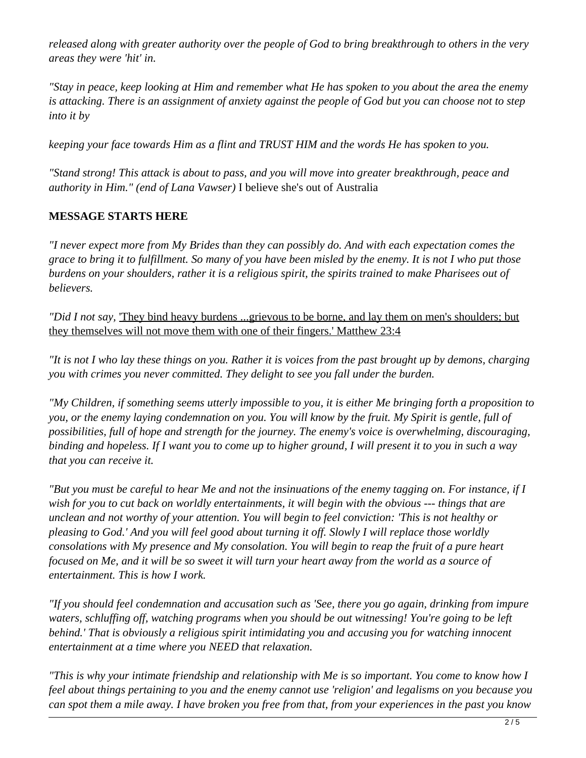*released along with greater authority over the people of God to bring breakthrough to others in the very areas they were 'hit' in.*

*"Stay in peace, keep looking at Him and remember what He has spoken to you about the area the enemy is attacking. There is an assignment of anxiety against the people of God but you can choose not to step into it by*

*keeping your face towards Him as a flint and TRUST HIM and the words He has spoken to you.*

*"Stand strong! This attack is about to pass, and you will move into greater breakthrough, peace and authority in Him." (end of Lana Vawser)* I believe she's out of Australia

**MESSAGE STARTS HERE**

*"I never expect more from My Brides than they can possibly do. And with each expectation comes the grace to bring it to fulfillment. So many of you have been misled by the enemy. It is not I who put those burdens on your shoulders, rather it is a religious spirit, the spirits trained to make Pharisees out of believers.*

*"Did I not say,* 'They bind heavy burdens ...grievous to be borne, and lay them on men's shoulders; but they themselves will not move them with one of their fingers.' Matthew 23:4

*"It is not I who lay these things on you. Rather it is voices from the past brought up by demons, charging you with crimes you never committed. They delight to see you fall under the burden.*

*"My Children, if something seems utterly impossible to you, it is either Me bringing forth a proposition to you, or the enemy laying condemnation on you. You will know by the fruit. My Spirit is gentle, full of possibilities, full of hope and strength for the journey. The enemy's voice is overwhelming, discouraging, binding and hopeless. If I want you to come up to higher ground, I will present it to you in such a way that you can receive it.*

*"But you must be careful to hear Me and not the insinuations of the enemy tagging on. For instance, if I wish for you to cut back on worldly entertainments, it will begin with the obvious --- things that are unclean and not worthy of your attention. You will begin to feel conviction: 'This is not healthy or pleasing to God.' And you will feel good about turning it off. Slowly I will replace those worldly consolations with My presence and My consolation. You will begin to reap the fruit of a pure heart focused on Me, and it will be so sweet it will turn your heart away from the world as a source of entertainment. This is how I work.*

*"If you should feel condemnation and accusation such as 'See, there you go again, drinking from impure waters, schluffing off, watching programs when you should be out witnessing! You're going to be left behind.' That is obviously a religious spirit intimidating you and accusing you for watching innocent entertainment at a time where you NEED that relaxation.*

*"This is why your intimate friendship and relationship with Me is so important. You come to know how I feel about things pertaining to you and the enemy cannot use 'religion' and legalisms on you because you can spot them a mile away. I have broken you free from that, from your experiences in the past you know*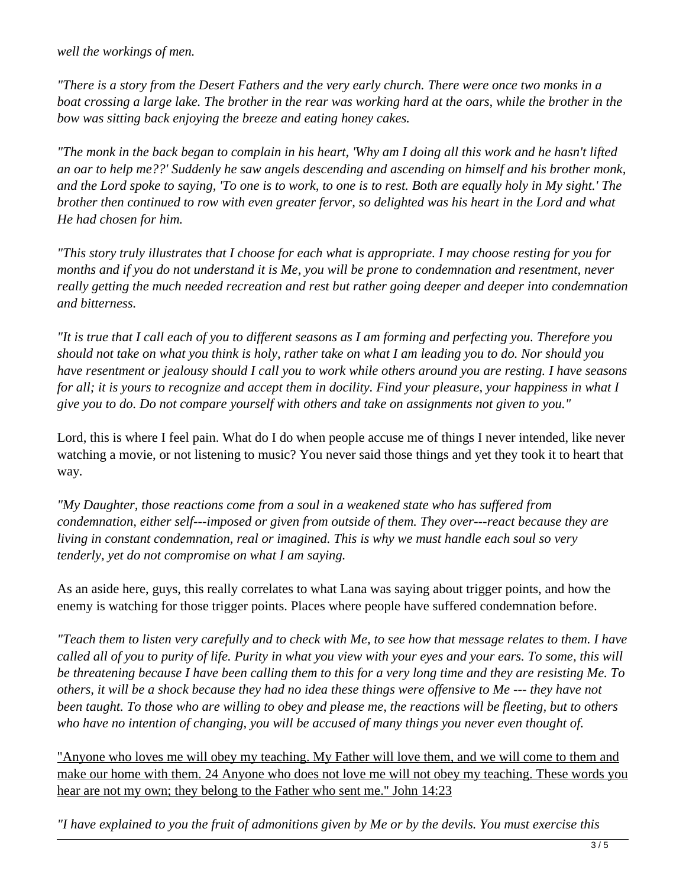*well the workings of men.*

*"There is a story from the Desert Fathers and the very early church. There were once two monks in a boat crossing a large lake. The brother in the rear was working hard at the oars, while the brother in the bow was sitting back enjoying the breeze and eating honey cakes.*

*"The monk in the back began to complain in his heart, 'Why am I doing all this work and he hasn't lifted an oar to help me??' Suddenly he saw angels descending and ascending on himself and his brother monk, and the Lord spoke to saying, 'To one is to work, to one is to rest. Both are equally holy in My sight.' The brother then continued to row with even greater fervor, so delighted was his heart in the Lord and what He had chosen for him.*

*"This story truly illustrates that I choose for each what is appropriate. I may choose resting for you for months and if you do not understand it is Me, you will be prone to condemnation and resentment, never really getting the much needed recreation and rest but rather going deeper and deeper into condemnation and bitterness.*

*"It is true that I call each of you to different seasons as I am forming and perfecting you. Therefore you should not take on what you think is holy, rather take on what I am leading you to do. Nor should you have resentment or jealousy should I call you to work while others around you are resting. I have seasons for all; it is yours to recognize and accept them in docility. Find your pleasure, your happiness in what I give you to do. Do not compare yourself with others and take on assignments not given to you."*

Lord, this is where I feel pain. What do I do when people accuse me of things I never intended, like never watching a movie, or not listening to music? You never said those things and yet they took it to heart that way.

*"My Daughter, those reactions come from a soul in a weakened state who has suffered from condemnation, either self---imposed or given from outside of them. They over---react because they are living in constant condemnation, real or imagined. This is why we must handle each soul so very tenderly, yet do not compromise on what I am saying.*

As an aside here, guys, this really correlates to what Lana was saying about trigger points, and how the enemy is watching for those trigger points. Places where people have suffered condemnation before.

*"Teach them to listen very carefully and to check with Me, to see how that message relates to them. I have called all of you to purity of life. Purity in what you view with your eyes and your ears. To some, this will be threatening because I have been calling them to this for a very long time and they are resisting Me. To others, it will be a shock because they had no idea these things were offensive to Me --- they have not been taught. To those who are willing to obey and please me, the reactions will be fleeting, but to others who have no intention of changing, you will be accused of many things you never even thought of.*

"Anyone who loves me will obey my teaching. My Father will love them, and we will come to them and make our home with them. 24 Anyone who does not love me will not obey my teaching. These words you hear are not my own; they belong to the Father who sent me." John 14:23

*"I have explained to you the fruit of admonitions given by Me or by the devils. You must exercise this*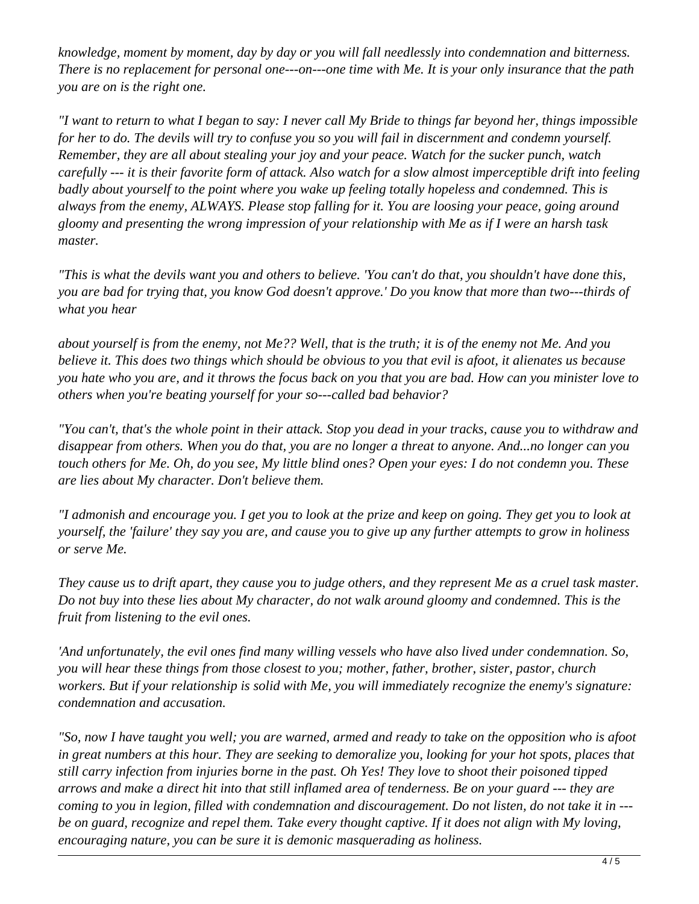*knowledge, moment by moment, day by day or you will fall needlessly into condemnation and bitterness. There is no replacement for personal one---on---one time with Me. It is your only insurance that the path you are on is the right one.*

*"I want to return to what I began to say: I never call My Bride to things far beyond her, things impossible for her to do. The devils will try to confuse you so you will fail in discernment and condemn yourself. Remember, they are all about stealing your joy and your peace. Watch for the sucker punch, watch carefully --- it is their favorite form of attack. Also watch for a slow almost imperceptible drift into feeling badly about yourself to the point where you wake up feeling totally hopeless and condemned. This is always from the enemy, ALWAYS. Please stop falling for it. You are loosing your peace, going around gloomy and presenting the wrong impression of your relationship with Me as if I were an harsh task master.*

*"This is what the devils want you and others to believe. 'You can't do that, you shouldn't have done this, you are bad for trying that, you know God doesn't approve.' Do you know that more than two---thirds of what you hear*

*about yourself is from the enemy, not Me?? Well, that is the truth; it is of the enemy not Me. And you believe it. This does two things which should be obvious to you that evil is afoot, it alienates us because you hate who you are, and it throws the focus back on you that you are bad. How can you minister love to others when you're beating yourself for your so---called bad behavior?*

*"You can't, that's the whole point in their attack. Stop you dead in your tracks, cause you to withdraw and disappear from others. When you do that, you are no longer a threat to anyone. And...no longer can you touch others for Me. Oh, do you see, My little blind ones? Open your eyes: I do not condemn you. These are lies about My character. Don't believe them.*

*"I admonish and encourage you. I get you to look at the prize and keep on going. They get you to look at yourself, the 'failure' they say you are, and cause you to give up any further attempts to grow in holiness or serve Me.*

*They cause us to drift apart, they cause you to judge others, and they represent Me as a cruel task master. Do not buy into these lies about My character, do not walk around gloomy and condemned. This is the fruit from listening to the evil ones.*

*'And unfortunately, the evil ones find many willing vessels who have also lived under condemnation. So, you will hear these things from those closest to you; mother, father, brother, sister, pastor, church workers. But if your relationship is solid with Me, you will immediately recognize the enemy's signature: condemnation and accusation.*

*"So, now I have taught you well; you are warned, armed and ready to take on the opposition who is afoot in great numbers at this hour. They are seeking to demoralize you, looking for your hot spots, places that still carry infection from injuries borne in the past. Oh Yes! They love to shoot their poisoned tipped arrows and make a direct hit into that still inflamed area of tenderness. Be on your guard --- they are coming to you in legion, filled with condemnation and discouragement. Do not listen, do not take it in --- be on guard, recognize and repel them. Take every thought captive. If it does not align with My loving, encouraging nature, you can be sure it is demonic masquerading as holiness.*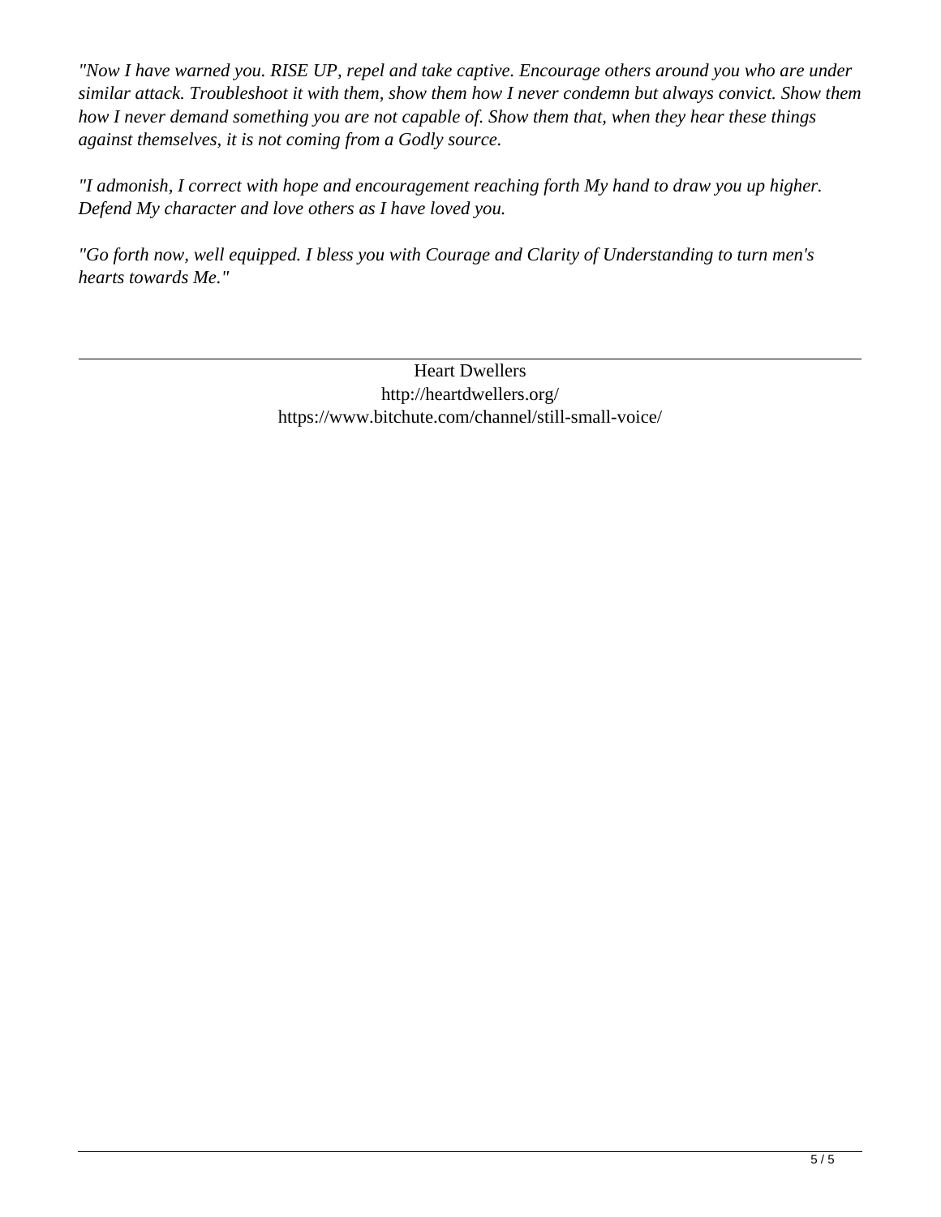*"Now I have warned you. RISE UP, repel and take captive. Encourage others around you who are under similar attack. Troubleshoot it with them, show them how I never condemn but always convict. Show them how I never demand something you are not capable of. Show them that, when they hear these things against themselves, it is not coming from a Godly source.*

*"I admonish, I correct with hope and encouragement reaching forth My hand to draw you up higher. Defend My character and love others as I have loved you.*

*"Go forth now, well equipped. I bless you with Courage and Clarity of Understanding to turn men's hearts towards Me."*

---

Heart Dwellers
http://heartdwellers.org/
https://www.bitchute.com/channel/still-small-voice/